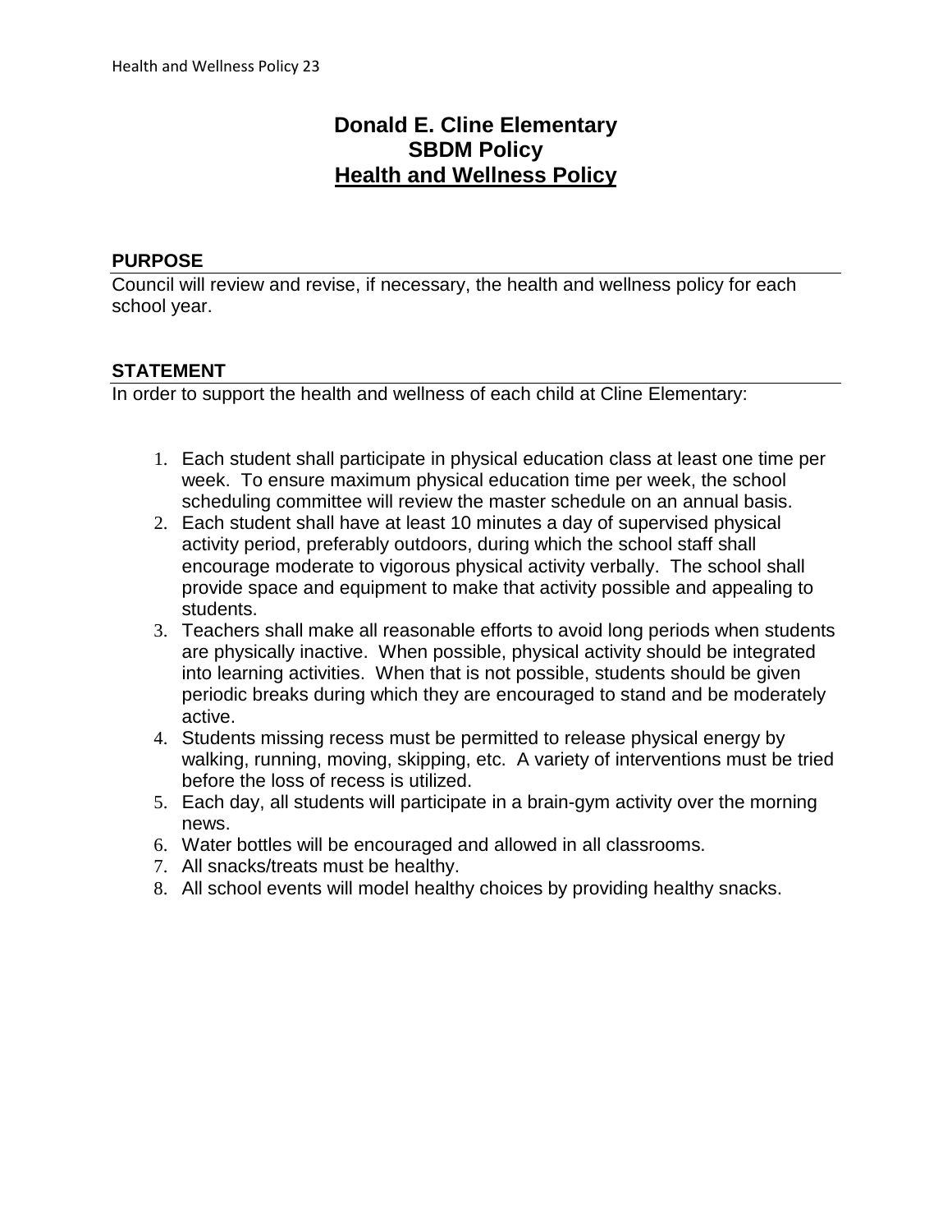# Donald E. Cline Elementary
# SBDM Policy
# Health and Wellness Policy

## PURPOSE

Council will review and revise, if necessary, the health and wellness policy for each school year.

## STATEMENT

In order to support the health and wellness of each child at Cline Elementary:

1. Each student shall participate in physical education class at least one time per week. To ensure maximum physical education time per week, the school scheduling committee will review the master schedule on an annual basis.
2. Each student shall have at least 10 minutes a day of supervised physical activity period, preferably outdoors, during which the school staff shall encourage moderate to vigorous physical activity verbally. The school shall provide space and equipment to make that activity possible and appealing to students.
3. Teachers shall make all reasonable efforts to avoid long periods when students are physically inactive. When possible, physical activity should be integrated into learning activities. When that is not possible, students should be given periodic breaks during which they are encouraged to stand and be moderately active.
4. Students missing recess must be permitted to release physical energy by walking, running, moving, skipping, etc. A variety of interventions must be tried before the loss of recess is utilized.
5. Each day, all students will participate in a brain-gym activity over the morning news.
6. Water bottles will be encouraged and allowed in all classrooms.
7. All snacks/treats must be healthy.
8. All school events will model healthy choices by providing healthy snacks.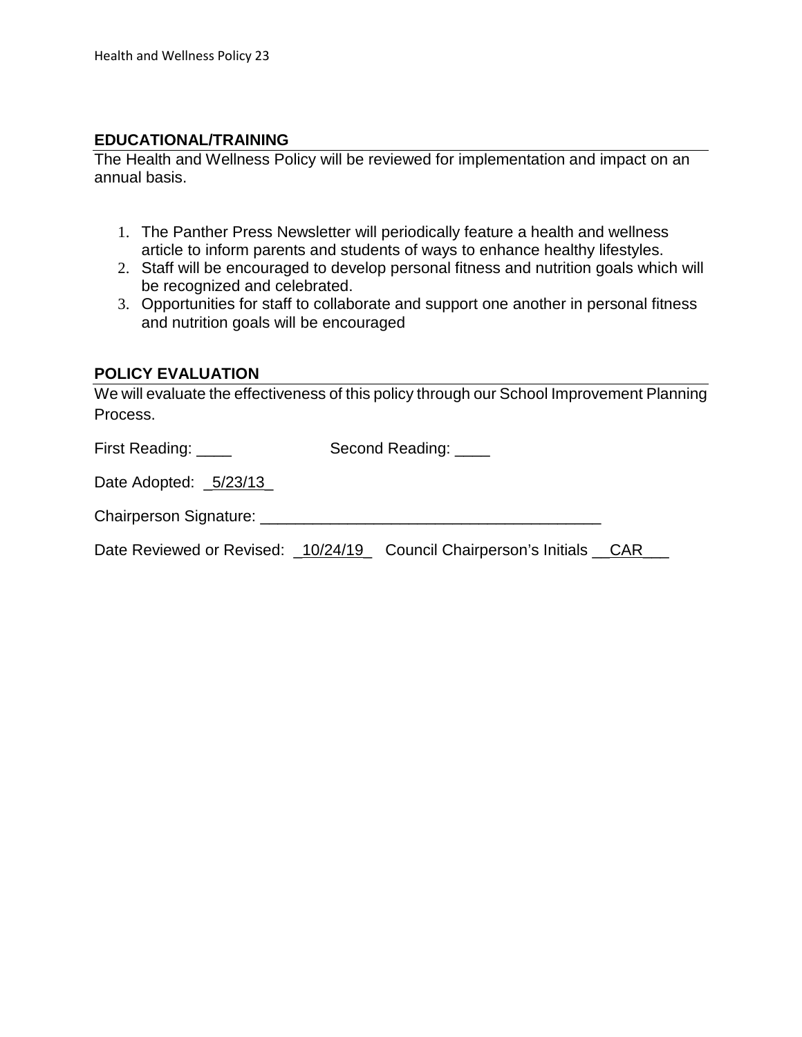## EDUCATIONAL/TRAINING

The Health and Wellness Policy will be reviewed for implementation and impact on an annual basis.

1. The Panther Press Newsletter will periodically feature a health and wellness article to inform parents and students of ways to enhance healthy lifestyles.
2. Staff will be encouraged to develop personal fitness and nutrition goals which will be recognized and celebrated.
3. Opportunities for staff to collaborate and support one another in personal fitness and nutrition goals will be encouraged

## POLICY EVALUATION

We will evaluate the effectiveness of this policy through our School Improvement Planning Process.

First Reading: ____ Second Reading: ____

Date Adopted: _5/23/13_

Chairperson Signature: ________________________________________

Date Reviewed or Revised: _10/24/19_ Council Chairperson's Initials __CAR___